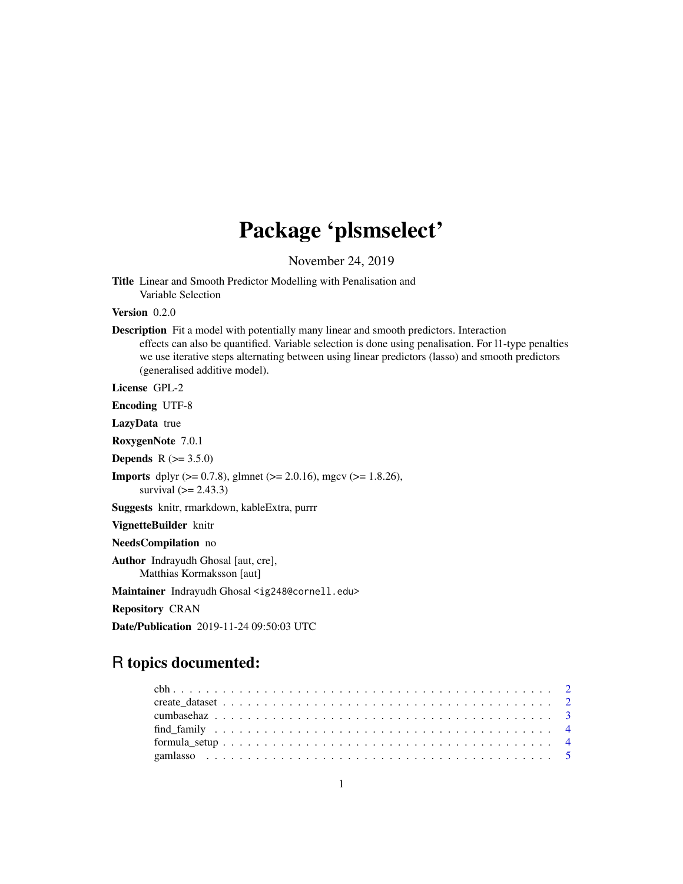# Package 'plsmselect'

November 24, 2019

**Title** Linear and Smooth Predictor Modelling with Penalisation and Variable Selection

**Version** 0.2.0

**Description** Fit a model with potentially many linear and smooth predictors. Interaction effects can also be quantified. Variable selection is done using penalisation. For l1-type penalties we use iterative steps alternating between using linear predictors (lasso) and smooth predictors (generalised additive model).

**License** GPL-2

**Encoding** UTF-8

**LazyData** true

**RoxygenNote** 7.0.1

**Depends** R (>= 3.5.0)

**Imports** dplyr (>= 0.7.8), glmnet (>= 2.0.16), mgcv (>= 1.8.26), survival (>= 2.43.3)

**Suggests** knitr, rmarkdown, kableExtra, purrr

**VignetteBuilder** knitr

**NeedsCompilation** no

**Author** Indrayudh Ghosal [aut, cre], Matthias Kormaksson [aut]

**Maintainer** Indrayudh Ghosal <ig248@cornell.edu>

**Repository** CRAN

**Date/Publication** 2019-11-24 09:50:03 UTC

## R topics documented:

| | |
|---|---|
| cbh | 2 |
| create_dataset | 2 |
| cumbasehaz | 3 |
| find_family | 4 |
| formula_setup | 4 |
| gamlasso | 5 |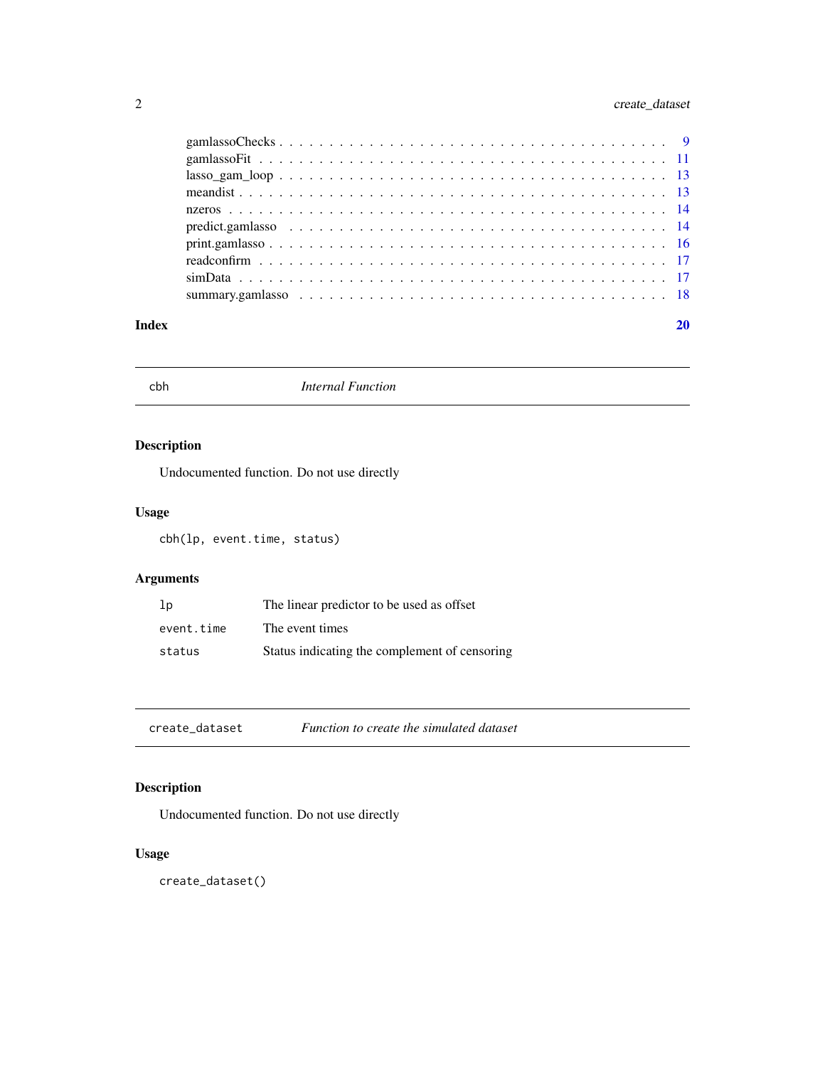gamlassoChecks . . . . . . . . . . . . . . . . . . . . . . . . . . . . . . . . . . . . . 9
gamlassoFit . . . . . . . . . . . . . . . . . . . . . . . . . . . . . . . . . . . . . . . 11
lasso_gam_loop . . . . . . . . . . . . . . . . . . . . . . . . . . . . . . . . . . . . . 13
meandist . . . . . . . . . . . . . . . . . . . . . . . . . . . . . . . . . . . . . . . . . 13
nzeros . . . . . . . . . . . . . . . . . . . . . . . . . . . . . . . . . . . . . . . . . . 14
predict.gamlasso . . . . . . . . . . . . . . . . . . . . . . . . . . . . . . . . . . . . 14
print.gamlasso . . . . . . . . . . . . . . . . . . . . . . . . . . . . . . . . . . . . . 16
readconfirm . . . . . . . . . . . . . . . . . . . . . . . . . . . . . . . . . . . . . . . 17
simData . . . . . . . . . . . . . . . . . . . . . . . . . . . . . . . . . . . . . . . . . 17
summary.gamlasso . . . . . . . . . . . . . . . . . . . . . . . . . . . . . . . . . . . 18

**Index** **20**

---

## cbh — *Internal Function*

### Description

Undocumented function. Do not use directly

### Usage

```
cbh(lp, event.time, status)
```

### Arguments

| | |
|---|---|
| `lp` | The linear predictor to be used as offset |
| `event.time` | The event times |
| `status` | Status indicating the complement of censoring |

---

## create_dataset — *Function to create the simulated dataset*

### Description

Undocumented function. Do not use directly

### Usage

```
create_dataset()
```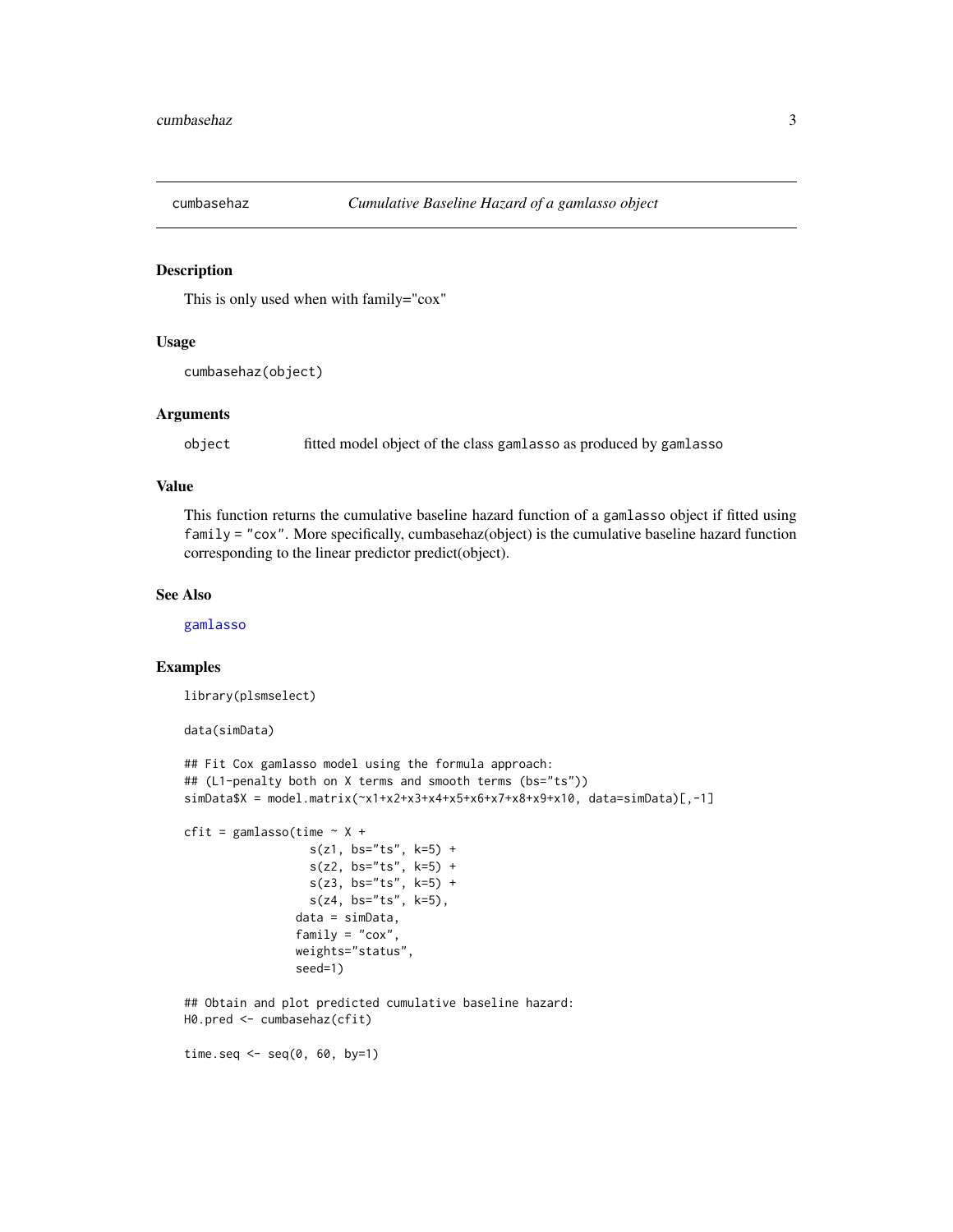# cumbasehaz — *Cumulative Baseline Hazard of a gamlasso object*

## Description

This is only used when with family="cox"

## Usage

```
cumbasehaz(object)
```

## Arguments

| | |
|---|---|
| `object` | fitted model object of the class `gamlasso` as produced by `gamlasso` |

## Value

This function returns the cumulative baseline hazard function of a `gamlasso` object if fitted using `family = "cox"`. More specifically, cumbasehaz(object) is the cumulative baseline hazard function corresponding to the linear predictor predict(object).

## See Also

`gamlasso`

## Examples

```
library(plsmselect)

data(simData)

## Fit Cox gamlasso model using the formula approach:
## (L1-penalty both on X terms and smooth terms (bs="ts"))
simData$X = model.matrix(~x1+x2+x3+x4+x5+x6+x7+x8+x9+x10, data=simData)[,-1]

cfit = gamlasso(time ~ X +
                  s(z1, bs="ts", k=5) +
                  s(z2, bs="ts", k=5) +
                  s(z3, bs="ts", k=5) +
                  s(z4, bs="ts", k=5),
                data = simData,
                family = "cox",
                weights="status",
                seed=1)

## Obtain and plot predicted cumulative baseline hazard:
H0.pred <- cumbasehaz(cfit)

time.seq <- seq(0, 60, by=1)
```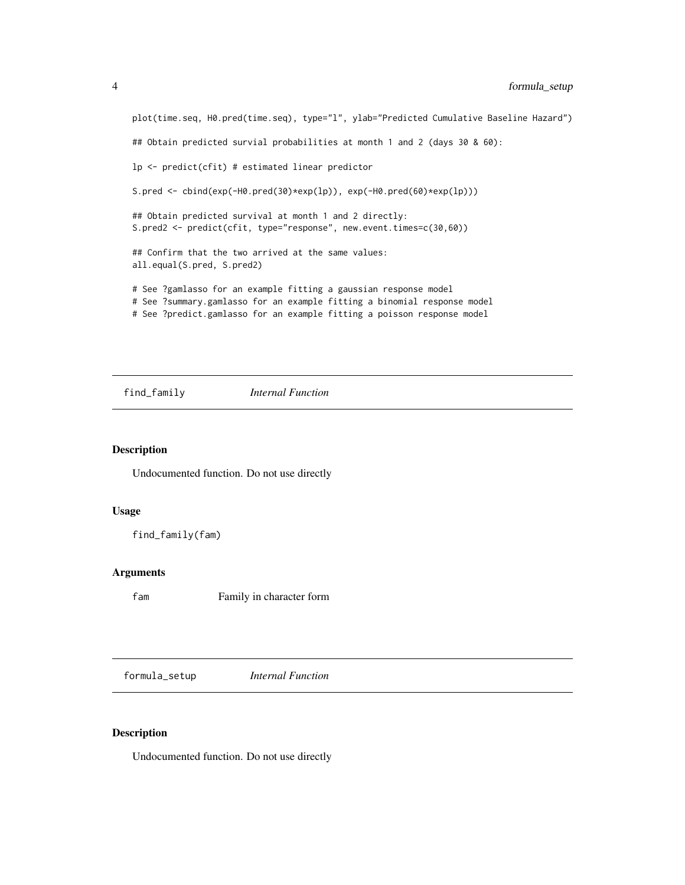```
plot(time.seq, H0.pred(time.seq), type="l", ylab="Predicted Cumulative Baseline Hazard")

## Obtain predicted survial probabilities at month 1 and 2 (days 30 & 60):

lp <- predict(cfit) # estimated linear predictor

S.pred <- cbind(exp(-H0.pred(30)*exp(lp)), exp(-H0.pred(60)*exp(lp)))

## Obtain predicted survival at month 1 and 2 directly:
S.pred2 <- predict(cfit, type="response", new.event.times=c(30,60))

## Confirm that the two arrived at the same values:
all.equal(S.pred, S.pred2)

# See ?gamlasso for an example fitting a gaussian response model
# See ?summary.gamlasso for an example fitting a binomial response model
# See ?predict.gamlasso for an example fitting a poisson response model
```

## find_family *Internal Function*

### Description

Undocumented function. Do not use directly

### Usage

```
find_family(fam)
```

### Arguments

| | |
|---|---|
| fam | Family in character form |

## formula_setup *Internal Function*

### Description

Undocumented function. Do not use directly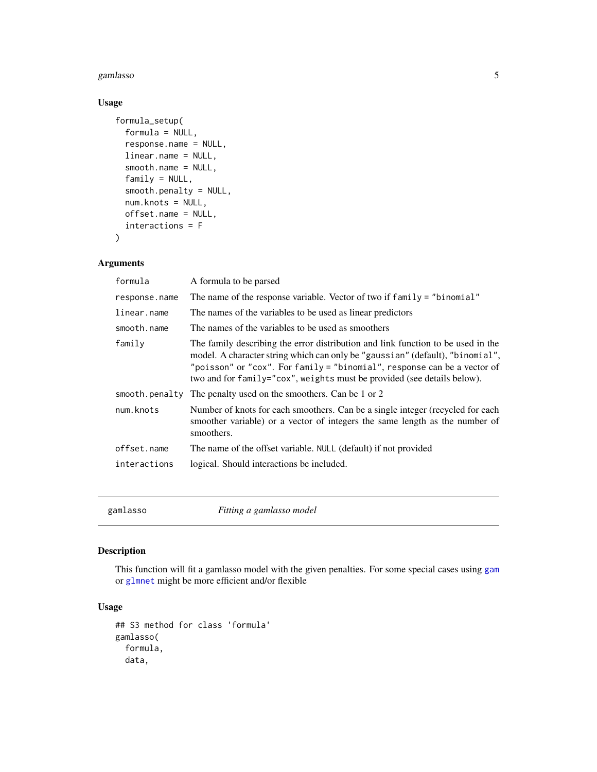## Usage

```
formula_setup(
  formula = NULL,
  response.name = NULL,
  linear.name = NULL,
  smooth.name = NULL,
  family = NULL,
  smooth.penalty = NULL,
  num.knots = NULL,
  offset.name = NULL,
  interactions = F
)
```

## Arguments

| | |
|---|---|
| `formula` | A formula to be parsed |
| `response.name` | The name of the response variable. Vector of two if `family = "binomial"` |
| `linear.name` | The names of the variables to be used as linear predictors |
| `smooth.name` | The names of the variables to be used as smoothers |
| `family` | The family describing the error distribution and link function to be used in the model. A character string which can only be `"gaussian"` (default), `"binomial"`, `"poisson"` or `"cox"`. For `family = "binomial"`, `response` can be a vector of two and for `family="cox"`, `weights` must be provided (see details below). |
| `smooth.penalty` | The penalty used on the smoothers. Can be 1 or 2 |
| `num.knots` | Number of knots for each smoothers. Can be a single integer (recycled for each smoother variable) or a vector of integers the same length as the number of smoothers. |
| `offset.name` | The name of the offset variable. `NULL` (default) if not provided |
| `interactions` | logical. Should interactions be included. |

---

# gamlasso — *Fitting a gamlasso model*

## Description

This function will fit a gamlasso model with the given penalties. For some special cases using `gam` or `glmnet` might be more efficient and/or flexible

## Usage

```
## S3 method for class 'formula'
gamlasso(
  formula,
  data,
```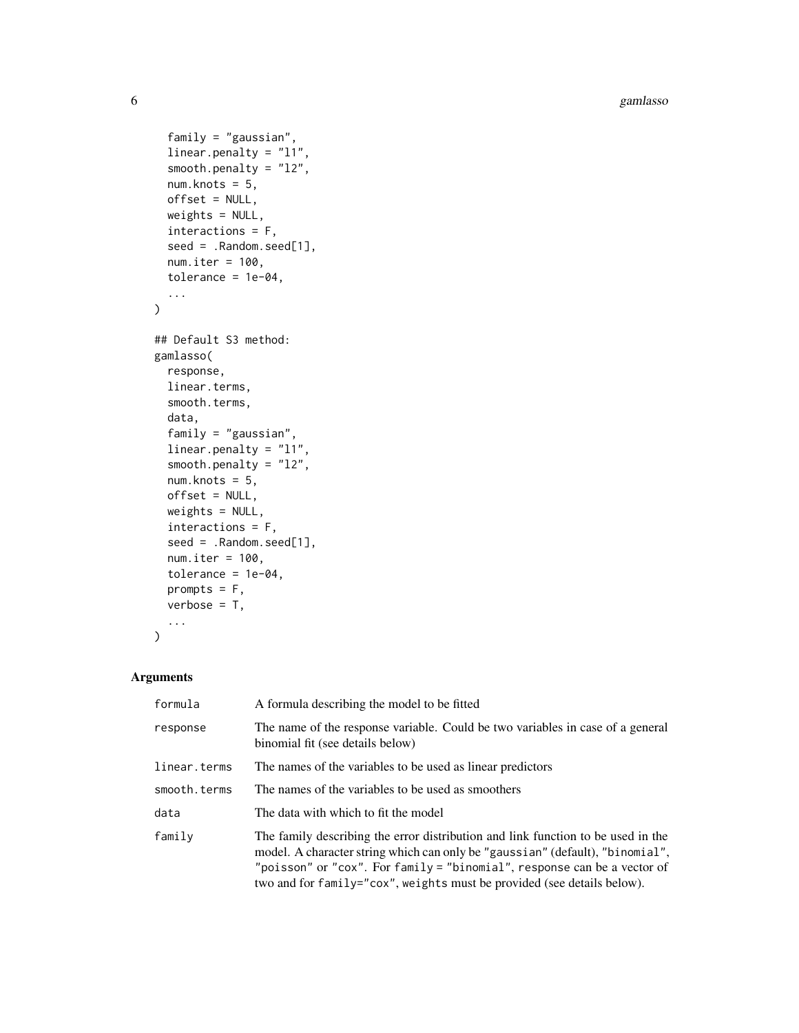```
  family = "gaussian",
  linear.penalty = "l1",
  smooth.penalty = "l2",
  num.knots = 5,
  offset = NULL,
  weights = NULL,
  interactions = F,
  seed = .Random.seed[1],
  num.iter = 100,
  tolerance = 1e-04,
  ...
)

## Default S3 method:
gamlasso(
  response,
  linear.terms,
  smooth.terms,
  data,
  family = "gaussian",
  linear.penalty = "l1",
  smooth.penalty = "l2",
  num.knots = 5,
  offset = NULL,
  weights = NULL,
  interactions = F,
  seed = .Random.seed[1],
  num.iter = 100,
  tolerance = 1e-04,
  prompts = F,
  verbose = T,
  ...
)
```

## Arguments

| | |
|---|---|
| `formula` | A formula describing the model to be fitted |
| `response` | The name of the response variable. Could be two variables in case of a general binomial fit (see details below) |
| `linear.terms` | The names of the variables to be used as linear predictors |
| `smooth.terms` | The names of the variables to be used as smoothers |
| `data` | The data with which to fit the model |
| `family` | The family describing the error distribution and link function to be used in the model. A character string which can only be `"gaussian"` (default), `"binomial"`, `"poisson"` or `"cox"`. For `family = "binomial"`, `response` can be a vector of two and for `family="cox"`, `weights` must be provided (see details below). |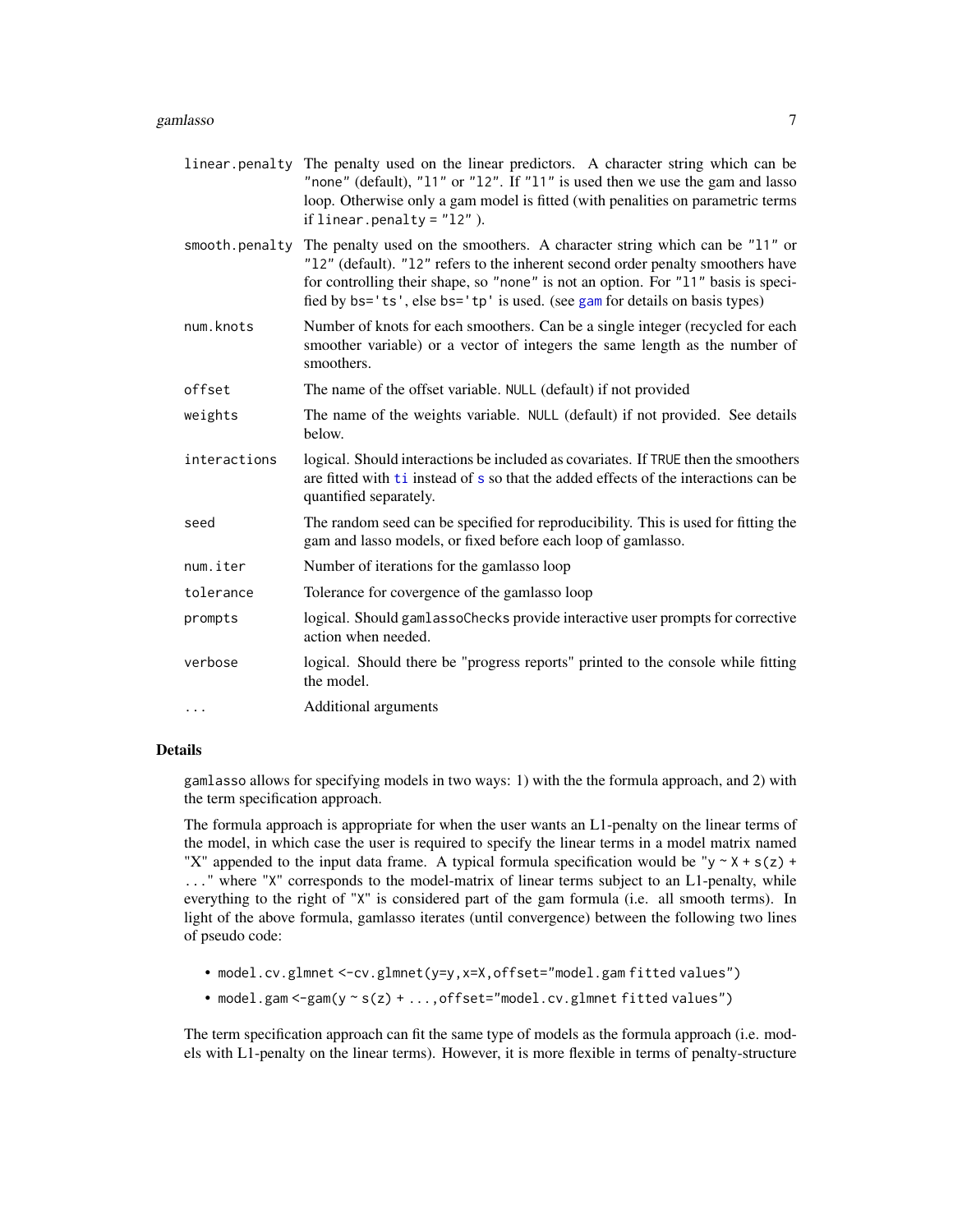| | |
|---|---|
| `linear.penalty` | The penalty used on the linear predictors. A character string which can be "none" (default), "l1" or "l2". If "l1" is used then we use the gam and lasso loop. Otherwise only a gam model is fitted (with penalities on parametric terms if `linear.penalty = "l2"` ). |
| `smooth.penalty` | The penalty used on the smoothers. A character string which can be "l1" or "l2" (default). "l2" refers to the inherent second order penalty smoothers have for controlling their shape, so "none" is not an option. For "l1" basis is specified by `bs='ts'`, else `bs='tp'` is used. (see `gam` for details on basis types) |
| `num.knots` | Number of knots for each smoothers. Can be a single integer (recycled for each smoother variable) or a vector of integers the same length as the number of smoothers. |
| `offset` | The name of the offset variable. NULL (default) if not provided |
| `weights` | The name of the weights variable. NULL (default) if not provided. See details below. |
| `interactions` | logical. Should interactions be included as covariates. If TRUE then the smoothers are fitted with `ti` instead of `s` so that the added effects of the interactions can be quantified separately. |
| `seed` | The random seed can be specified for reproducibility. This is used for fitting the gam and lasso models, or fixed before each loop of gamlasso. |
| `num.iter` | Number of iterations for the gamlasso loop |
| `tolerance` | Tolerance for covergence of the gamlasso loop |
| `prompts` | logical. Should `gamlassoChecks` provide interactive user prompts for corrective action when needed. |
| `verbose` | logical. Should there be "progress reports" printed to the console while fitting the model. |
| `...` | Additional arguments |

## Details

gamlasso allows for specifying models in two ways: 1) with the the formula approach, and 2) with the term specification approach.

The formula approach is appropriate for when the user wants an L1-penalty on the linear terms of the model, in which case the user is required to specify the linear terms in a model matrix named "X" appended to the input data frame. A typical formula specification would be `"y ~ X + s(z) + ..."` where "X" corresponds to the model-matrix of linear terms subject to an L1-penalty, while everything to the right of "X" is considered part of the gam formula (i.e. all smooth terms). In light of the above formula, gamlasso iterates (until convergence) between the following two lines of pseudo code:

- `model.cv.glmnet <-cv.glmnet(y=y,x=X,offset="model.gam fitted values")`
- `model.gam <-gam(y ~ s(z) + ...,offset="model.cv.glmnet fitted values")`

The term specification approach can fit the same type of models as the formula approach (i.e. models with L1-penalty on the linear terms). However, it is more flexible in terms of penalty-structure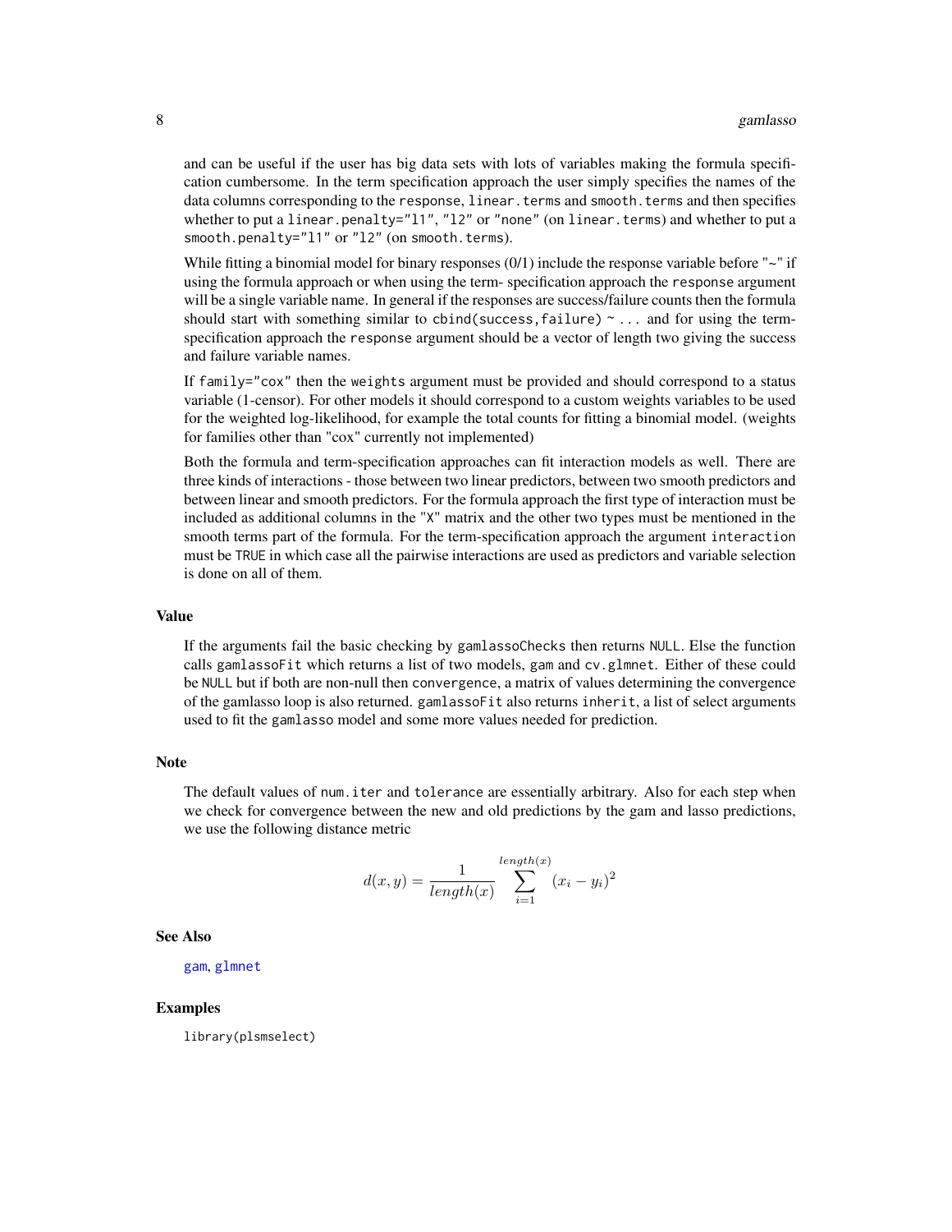and can be useful if the user has big data sets with lots of variables making the formula specification cumbersome. In the term specification approach the user simply specifies the names of the data columns corresponding to the `response`, `linear.terms` and `smooth.terms` and then specifies whether to put a `linear.penalty="l1"`, `"l2"` or `"none"` (on `linear.terms`) and whether to put a `smooth.penalty="l1"` or `"l2"` (on `smooth.terms`).

While fitting a binomial model for binary responses (0/1) include the response variable before "~" if using the formula approach or when using the term- specification approach the `response` argument will be a single variable name. In general if the responses are success/failure counts then the formula should start with something similar to `cbind(success,failure) ~ ...` and for using the term-specification approach the `response` argument should be a vector of length two giving the success and failure variable names.

If `family="cox"` then the `weights` argument must be provided and should correspond to a status variable (1-censor). For other models it should correspond to a custom weights variables to be used for the weighted log-likelihood, for example the total counts for fitting a binomial model. (weights for families other than "cox" currently not implemented)

Both the formula and term-specification approaches can fit interaction models as well. There are three kinds of interactions - those between two linear predictors, between two smooth predictors and between linear and smooth predictors. For the formula approach the first type of interaction must be included as additional columns in the "`X`" matrix and the other two types must be mentioned in the smooth terms part of the formula. For the term-specification approach the argument `interaction` must be `TRUE` in which case all the pairwise interactions are used as predictors and variable selection is done on all of them.

## Value

If the arguments fail the basic checking by `gamlassoChecks` then returns `NULL`. Else the function calls `gamlassoFit` which returns a list of two models, `gam` and `cv.glmnet`. Either of these could be `NULL` but if both are non-null then `convergence`, a matrix of values determining the convergence of the gamlasso loop is also returned. `gamlassoFit` also returns `inherit`, a list of select arguments used to fit the `gamlasso` model and some more values needed for prediction.

## Note

The default values of `num.iter` and `tolerance` are essentially arbitrary. Also for each step when we check for convergence between the new and old predictions by the gam and lasso predictions, we use the following distance metric

$$d(x,y) = \frac{1}{length(x)} \sum_{i=1}^{length(x)} (x_i - y_i)^2$$

## See Also

`gam`, `glmnet`

## Examples

```
library(plsmselect)
```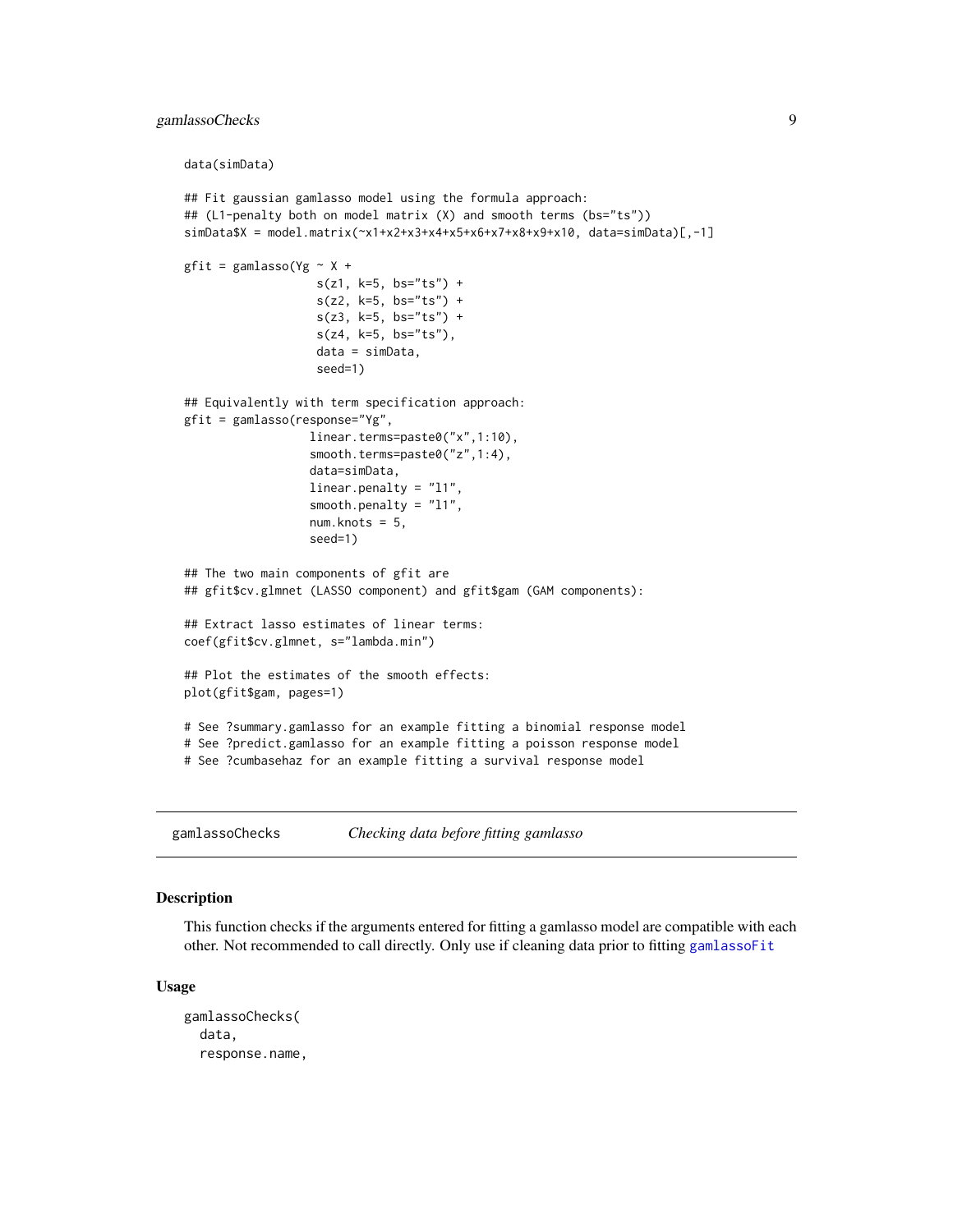```
data(simData)

## Fit gaussian gamlasso model using the formula approach:
## (L1-penalty both on model matrix (X) and smooth terms (bs="ts"))
simData$X = model.matrix(~x1+x2+x3+x4+x5+x6+x7+x8+x9+x10, data=simData)[,-1]

gfit = gamlasso(Yg ~ X +
                  s(z1, k=5, bs="ts") +
                  s(z2, k=5, bs="ts") +
                  s(z3, k=5, bs="ts") +
                  s(z4, k=5, bs="ts"),
                  data = simData,
                  seed=1)

## Equivalently with term specification approach:
gfit = gamlasso(response="Yg",
                linear.terms=paste0("x",1:10),
                smooth.terms=paste0("z",1:4),
                data=simData,
                linear.penalty = "l1",
                smooth.penalty = "l1",
                num.knots = 5,
                seed=1)

## The two main components of gfit are
## gfit$cv.glmnet (LASSO component) and gfit$gam (GAM components):

## Extract lasso estimates of linear terms:
coef(gfit$cv.glmnet, s="lambda.min")

## Plot the estimates of the smooth effects:
plot(gfit$gam, pages=1)

# See ?summary.gamlasso for an example fitting a binomial response model
# See ?predict.gamlasso for an example fitting a poisson response model
# See ?cumbasehaz for an example fitting a survival response model
```

---

## gamlassoChecks — *Checking data before fitting gamlasso*

### Description

This function checks if the arguments entered for fitting a gamlasso model are compatible with each other. Not recommended to call directly. Only use if cleaning data prior to fitting gamlassoFit

### Usage

```
gamlassoChecks(
  data,
  response.name,
```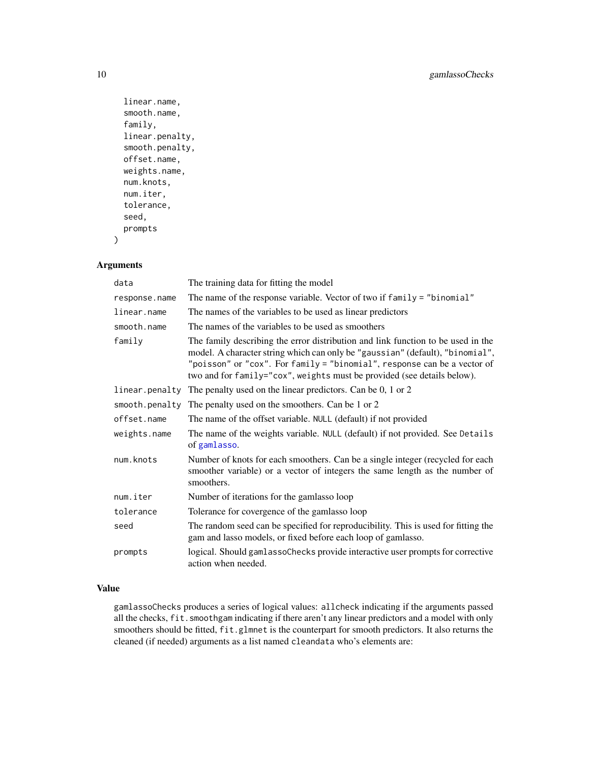```
  linear.name,
  smooth.name,
  family,
  linear.penalty,
  smooth.penalty,
  offset.name,
  weights.name,
  num.knots,
  num.iter,
  tolerance,
  seed,
  prompts
)
```

## Arguments

| | |
|---|---|
| data | The training data for fitting the model |
| response.name | The name of the response variable. Vector of two if `family = "binomial"` |
| linear.name | The names of the variables to be used as linear predictors |
| smooth.name | The names of the variables to be used as smoothers |
| family | The family describing the error distribution and link function to be used in the model. A character string which can only be `"gaussian"` (default), `"binomial"`, `"poisson"` or `"cox"`. For `family = "binomial"`, response can be a vector of two and for `family="cox"`, `weights` must be provided (see details below). |
| linear.penalty | The penalty used on the linear predictors. Can be 0, 1 or 2 |
| smooth.penalty | The penalty used on the smoothers. Can be 1 or 2 |
| offset.name | The name of the offset variable. `NULL` (default) if not provided |
| weights.name | The name of the weights variable. `NULL` (default) if not provided. See `Details` of `gamlasso`. |
| num.knots | Number of knots for each smoothers. Can be a single integer (recycled for each smoother variable) or a vector of integers the same length as the number of smoothers. |
| num.iter | Number of iterations for the gamlasso loop |
| tolerance | Tolerance for covergence of the gamlasso loop |
| seed | The random seed can be specified for reproducibility. This is used for fitting the gam and lasso models, or fixed before each loop of gamlasso. |
| prompts | logical. Should `gamlassoChecks` provide interactive user prompts for corrective action when needed. |

## Value

`gamlassoChecks` produces a series of logical values: `allcheck` indicating if the arguments passed all the checks, `fit.smoothgam` indicating if there aren't any linear predictors and a model with only smoothers should be fitted, `fit.glmnet` is the counterpart for smooth predictors. It also returns the cleaned (if needed) arguments as a list named `cleandata` who's elements are: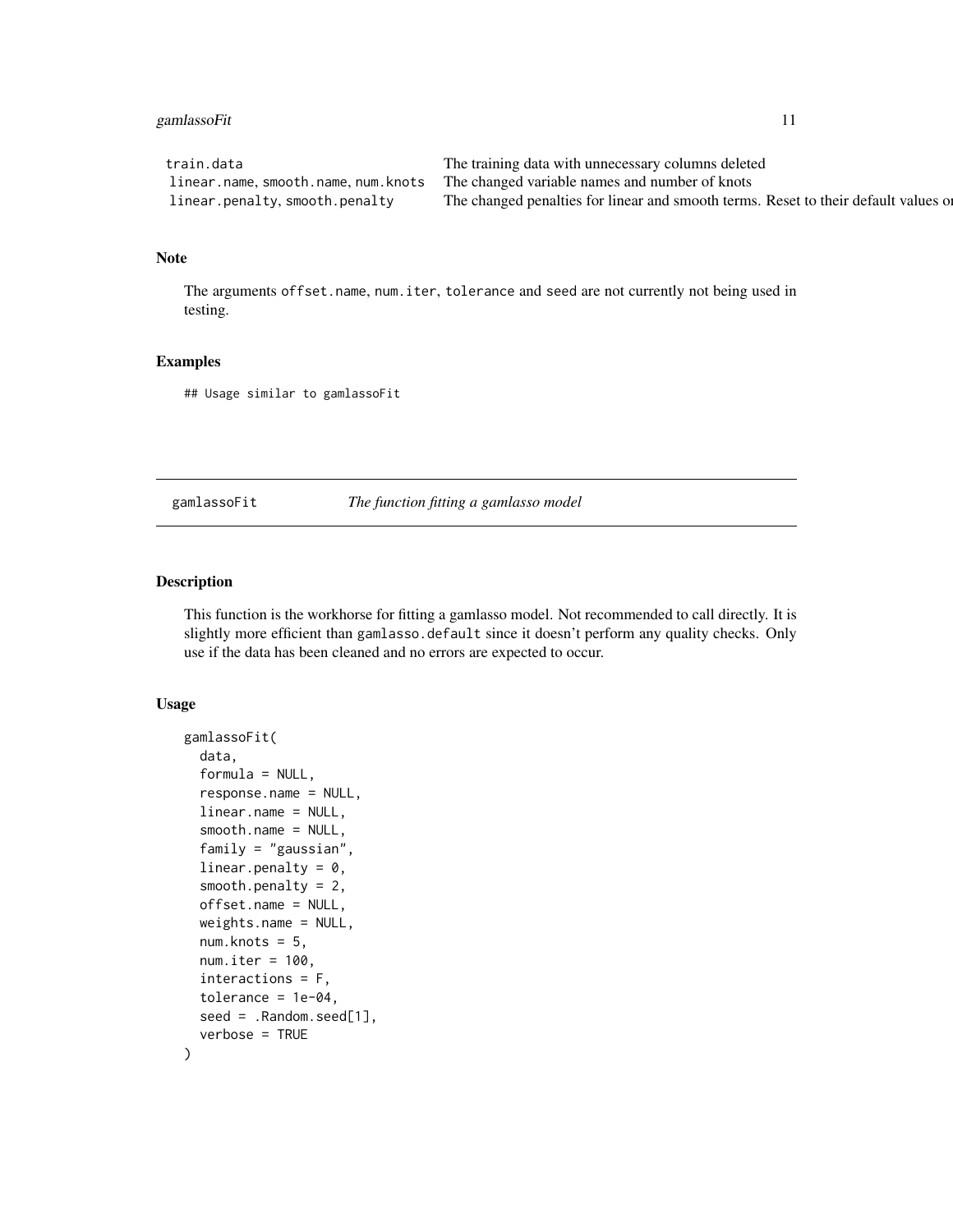| | |
|---|---|
| train.data | The training data with unnecessary columns deleted |
| linear.name, smooth.name, num.knots | The changed variable names and number of knots |
| linear.penalty, smooth.penalty | The changed penalties for linear and smooth terms. Reset to their default values o |

### Note

The arguments offset.name, num.iter, tolerance and seed are not currently not being used in testing.

### Examples

```
## Usage similar to gamlassoFit
```

---

## gamlassoFit *The function fitting a gamlasso model*

---

### Description

This function is the workhorse for fitting a gamlasso model. Not recommended to call directly. It is slightly more efficient than gamlasso.default since it doesn't perform any quality checks. Only use if the data has been cleaned and no errors are expected to occur.

### Usage

```
gamlassoFit(
  data,
  formula = NULL,
  response.name = NULL,
  linear.name = NULL,
  smooth.name = NULL,
  family = "gaussian",
  linear.penalty = 0,
  smooth.penalty = 2,
  offset.name = NULL,
  weights.name = NULL,
  num.knots = 5,
  num.iter = 100,
  interactions = F,
  tolerance = 1e-04,
  seed = .Random.seed[1],
  verbose = TRUE
)
```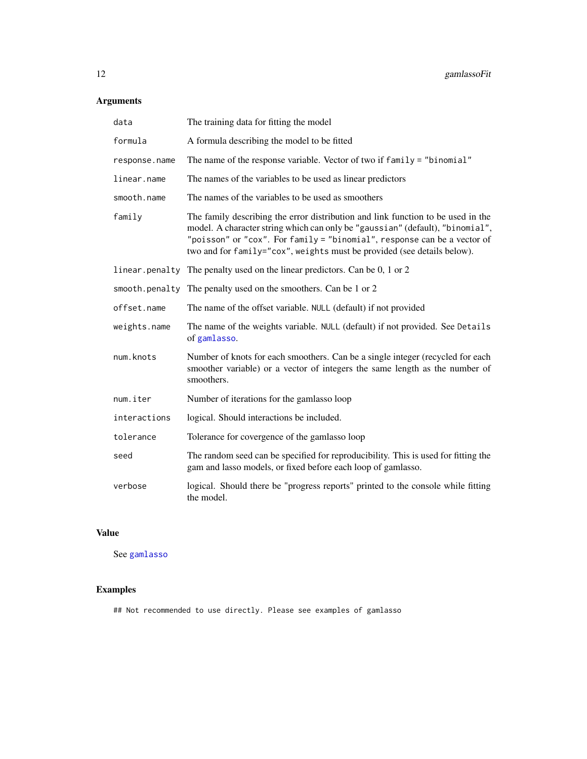## Arguments

| | |
|---|---|
| `data` | The training data for fitting the model |
| `formula` | A formula describing the model to be fitted |
| `response.name` | The name of the response variable. Vector of two if `family = "binomial"` |
| `linear.name` | The names of the variables to be used as linear predictors |
| `smooth.name` | The names of the variables to be used as smoothers |
| `family` | The family describing the error distribution and link function to be used in the model. A character string which can only be `"gaussian"` (default), `"binomial"`, `"poisson"` or `"cox"`. For `family = "binomial"`, response can be a vector of two and for `family="cox"`, `weights` must be provided (see details below). |
| `linear.penalty` | The penalty used on the linear predictors. Can be 0, 1 or 2 |
| `smooth.penalty` | The penalty used on the smoothers. Can be 1 or 2 |
| `offset.name` | The name of the offset variable. `NULL` (default) if not provided |
| `weights.name` | The name of the weights variable. `NULL` (default) if not provided. See `Details` of `gamlasso`. |
| `num.knots` | Number of knots for each smoothers. Can be a single integer (recycled for each smoother variable) or a vector of integers the same length as the number of smoothers. |
| `num.iter` | Number of iterations for the gamlasso loop |
| `interactions` | logical. Should interactions be included. |
| `tolerance` | Tolerance for covergence of the gamlasso loop |
| `seed` | The random seed can be specified for reproducibility. This is used for fitting the gam and lasso models, or fixed before each loop of gamlasso. |
| `verbose` | logical. Should there be "progress reports" printed to the console while fitting the model. |

## Value

See `gamlasso`

## Examples

```
## Not recommended to use directly. Please see examples of gamlasso
```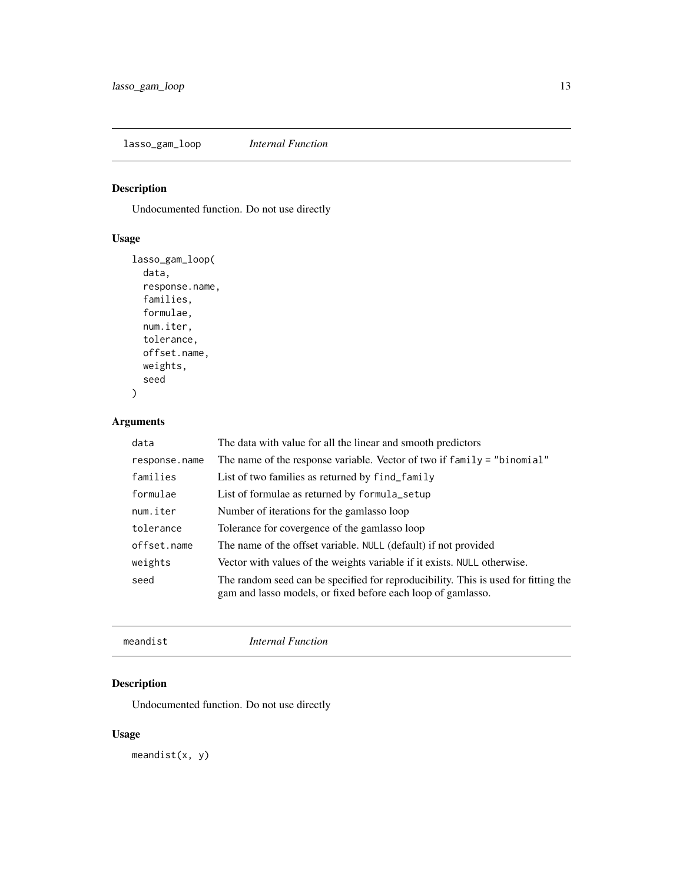## lasso_gam_loop *Internal Function*

### Description

Undocumented function. Do not use directly

### Usage

```
lasso_gam_loop(
  data,
  response.name,
  families,
  formulae,
  num.iter,
  tolerance,
  offset.name,
  weights,
  seed
)
```

### Arguments

| Argument | Description |
|---|---|
| data | The data with value for all the linear and smooth predictors |
| response.name | The name of the response variable. Vector of two if `family = "binomial"` |
| families | List of two families as returned by `find_family` |
| formulae | List of formulae as returned by `formula_setup` |
| num.iter | Number of iterations for the gamlasso loop |
| tolerance | Tolerance for covergence of the gamlasso loop |
| offset.name | The name of the offset variable. `NULL` (default) if not provided |
| weights | Vector with values of the weights variable if it exists. `NULL` otherwise. |
| seed | The random seed can be specified for reproducibility. This is used for fitting the gam and lasso models, or fixed before each loop of gamlasso. |

## meandist *Internal Function*

### Description

Undocumented function. Do not use directly

### Usage

```
meandist(x, y)
```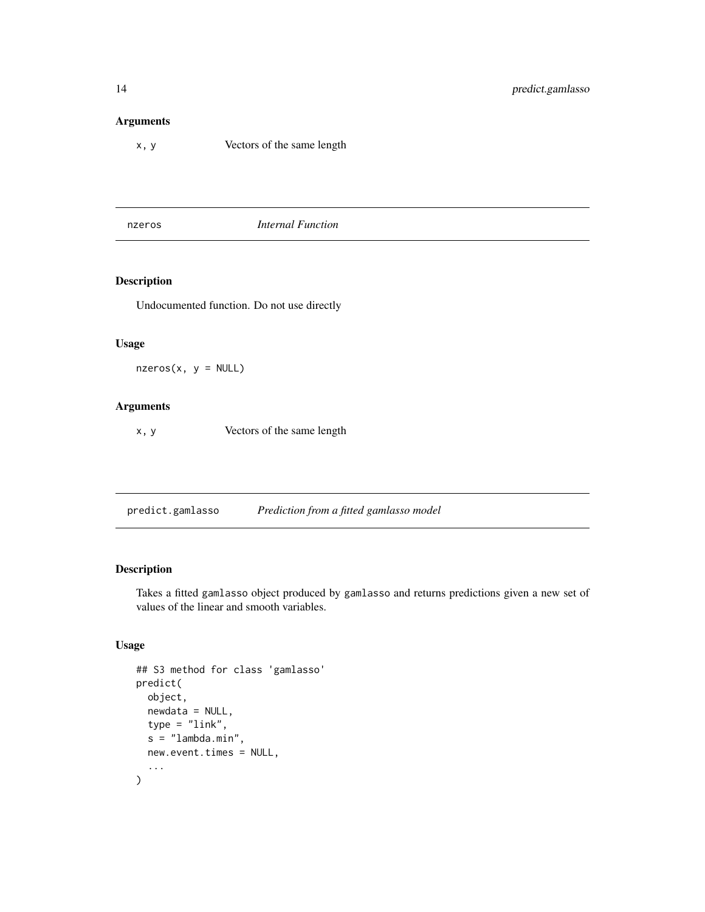### Arguments

| | |
|---|---|
| x, y | Vectors of the same length |

---

## nzeros *Internal Function*

---

### Description

Undocumented function. Do not use directly

### Usage

```
nzeros(x, y = NULL)
```

### Arguments

| | |
|---|---|
| x, y | Vectors of the same length |

---

## predict.gamlasso *Prediction from a fitted gamlasso model*

---

### Description

Takes a fitted gamlasso object produced by gamlasso and returns predictions given a new set of values of the linear and smooth variables.

### Usage

```
## S3 method for class 'gamlasso'
predict(
  object,
  newdata = NULL,
  type = "link",
  s = "lambda.min",
  new.event.times = NULL,
  ...
)
```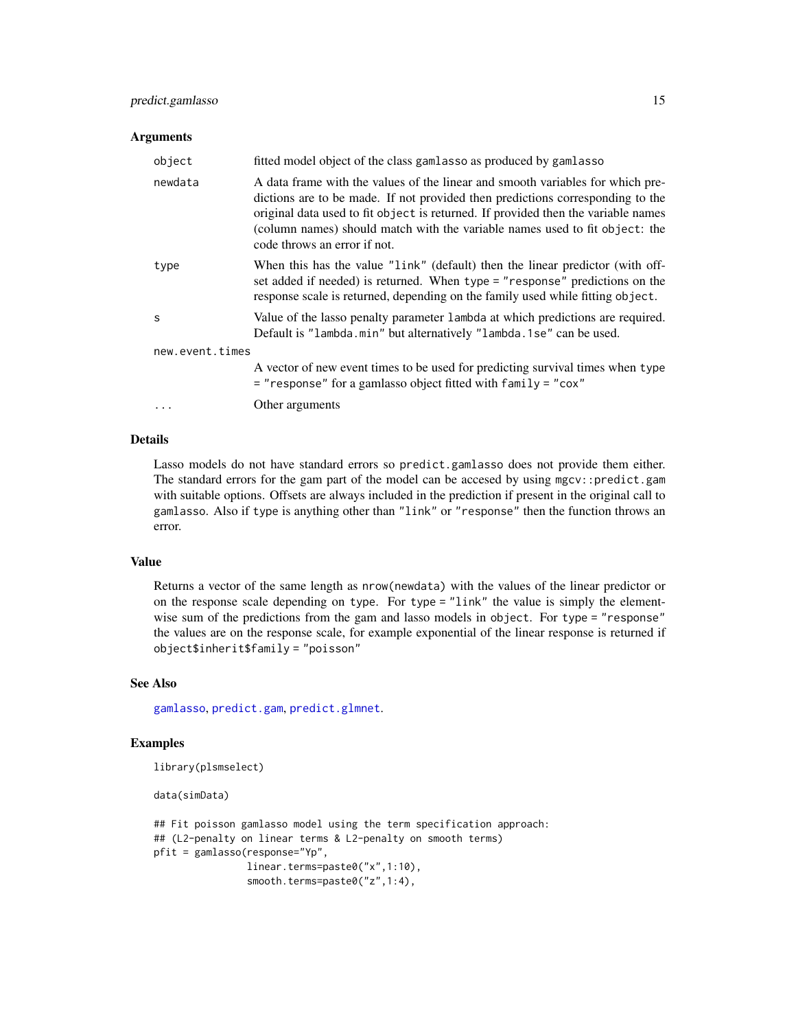### Arguments

| | |
|---|---|
| `object` | fitted model object of the class `gamlasso` as produced by `gamlasso` |
| `newdata` | A data frame with the values of the linear and smooth variables for which predictions are to be made. If not provided then predictions corresponding to the original data used to fit `object` is returned. If provided then the variable names (column names) should match with the variable names used to fit `object`: the code throws an error if not. |
| `type` | When this has the value `"link"` (default) then the linear predictor (with offset added if needed) is returned. When `type = "response"` predictions on the response scale is returned, depending on the family used while fitting `object`. |
| `s` | Value of the lasso penalty parameter `lambda` at which predictions are required. Default is `"lambda.min"` but alternatively `"lambda.1se"` can be used. |
| `new.event.times` | A vector of new event times to be used for predicting survival times when `type = "response"` for a gamlasso object fitted with `family = "cox"` |
| `...` | Other arguments |

### Details

Lasso models do not have standard errors so `predict.gamlasso` does not provide them either. The standard errors for the gam part of the model can be accesed by using `mgcv::predict.gam` with suitable options. Offsets are always included in the prediction if present in the original call to `gamlasso`. Also if `type` is anything other than `"link"` or `"response"` then the function throws an error.

### Value

Returns a vector of the same length as `nrow(newdata)` with the values of the linear predictor or on the response scale depending on `type`. For `type = "link"` the value is simply the elementwise sum of the predictions from the gam and lasso models in `object`. For `type = "response"` the values are on the response scale, for example exponential of the linear response is returned if `object$inherit$family = "poisson"`

### See Also

gamlasso, predict.gam, predict.glmnet.

### Examples

```
library(plsmselect)

data(simData)

## Fit poisson gamlasso model using the term specification approach:
## (L2-penalty on linear terms & L2-penalty on smooth terms)
pfit = gamlasso(response="Yp",
                linear.terms=paste0("x",1:10),
                smooth.terms=paste0("z",1:4),
```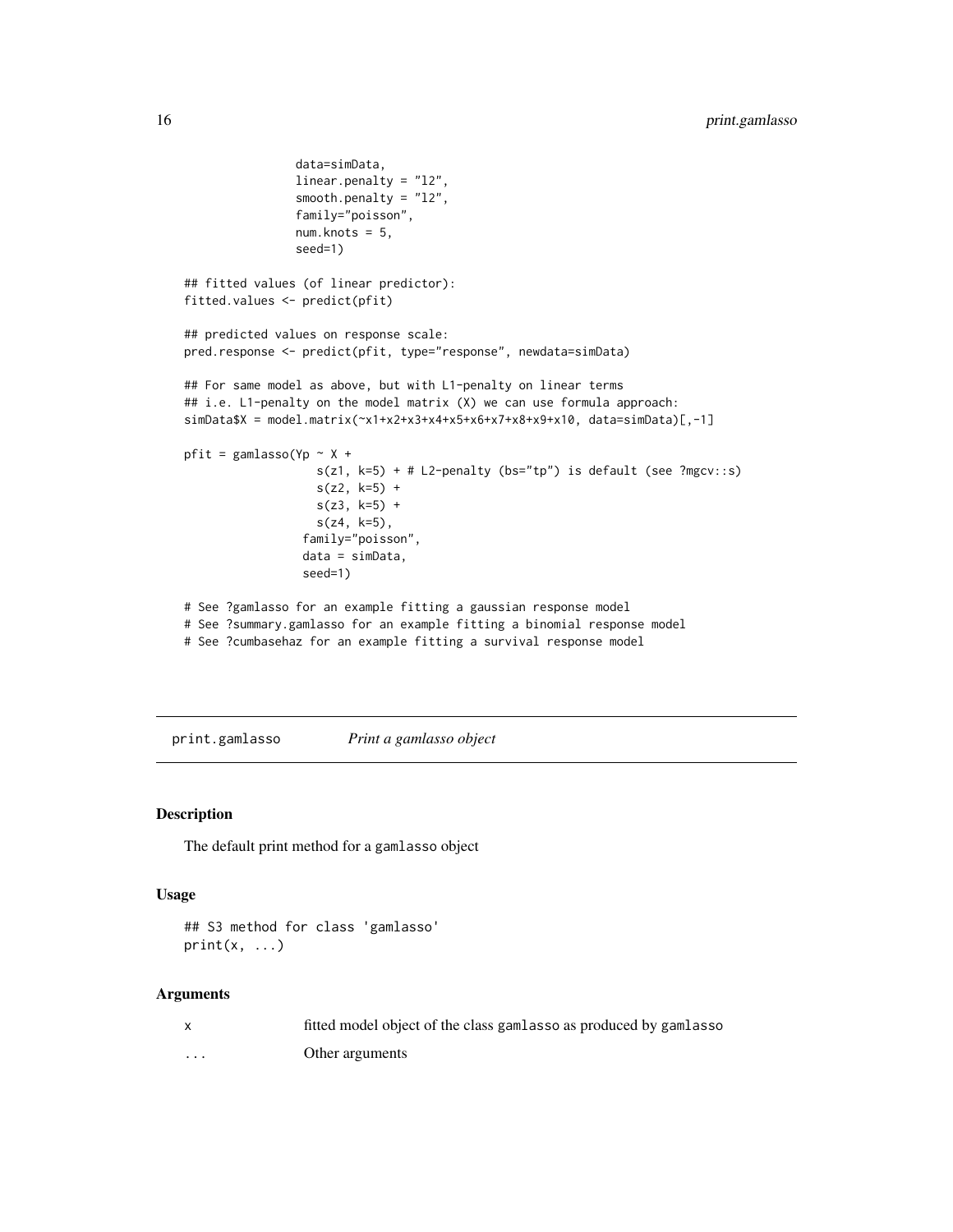```
                 data=simData,
                 linear.penalty = "l2",
                 smooth.penalty = "l2",
                 family="poisson",
                 num.knots = 5,
                 seed=1)

## fitted values (of linear predictor):
fitted.values <- predict(pfit)

## predicted values on response scale:
pred.response <- predict(pfit, type="response", newdata=simData)

## For same model as above, but with L1-penalty on linear terms
## i.e. L1-penalty on the model matrix (X) we can use formula approach:
simData$X = model.matrix(~x1+x2+x3+x4+x5+x6+x7+x8+x9+x10, data=simData)[,-1]

pfit = gamlasso(Yp ~ X +
                   s(z1, k=5) + # L2-penalty (bs="tp") is default (see ?mgcv::s)
                   s(z2, k=5) +
                   s(z3, k=5) +
                   s(z4, k=5),
                  family="poisson",
                  data = simData,
                  seed=1)

# See ?gamlasso for an example fitting a gaussian response model
# See ?summary.gamlasso for an example fitting a binomial response model
# See ?cumbasehaz for an example fitting a survival response model
```

## print.gamlasso *Print a gamlasso object*

### Description

The default print method for a gamlasso object

### Usage

```
## S3 method for class 'gamlasso'
print(x, ...)
```

### Arguments

| | |
|---|---|
| x | fitted model object of the class gamlasso as produced by gamlasso |
| ... | Other arguments |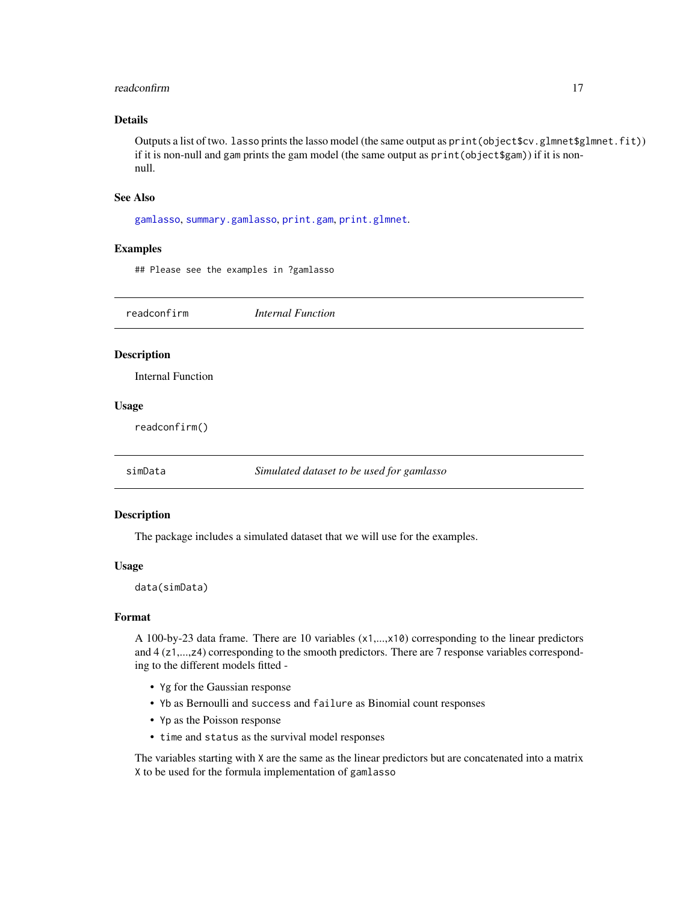### Details

Outputs a list of two. `lasso` prints the lasso model (the same output as `print(object$cv.glmnet$glmnet.fit)`) if it is non-null and `gam` prints the gam model (the same output as `print(object$gam)`) if it is non-null.

### See Also

`gamlasso`, `summary.gamlasso`, `print.gam`, `print.glmnet`.

### Examples

```
## Please see the examples in ?gamlasso
```

## readconfirm *Internal Function*

### Description

Internal Function

### Usage

```
readconfirm()
```

## simData *Simulated dataset to be used for gamlasso*

### Description

The package includes a simulated dataset that we will use for the examples.

### Usage

```
data(simData)
```

### Format

A 100-by-23 data frame. There are 10 variables (`x1`,...,`x10`) corresponding to the linear predictors and 4 (`z1`,...,`z4`) corresponding to the smooth predictors. There are 7 response variables corresponding to the different models fitted -

- `Yg` for the Gaussian response
- `Yb` as Bernoulli and `success` and `failure` as Binomial count responses
- `Yp` as the Poisson response
- `time` and `status` as the survival model responses

The variables starting with `X` are the same as the linear predictors but are concatenated into a matrix `X` to be used for the formula implementation of `gamlasso`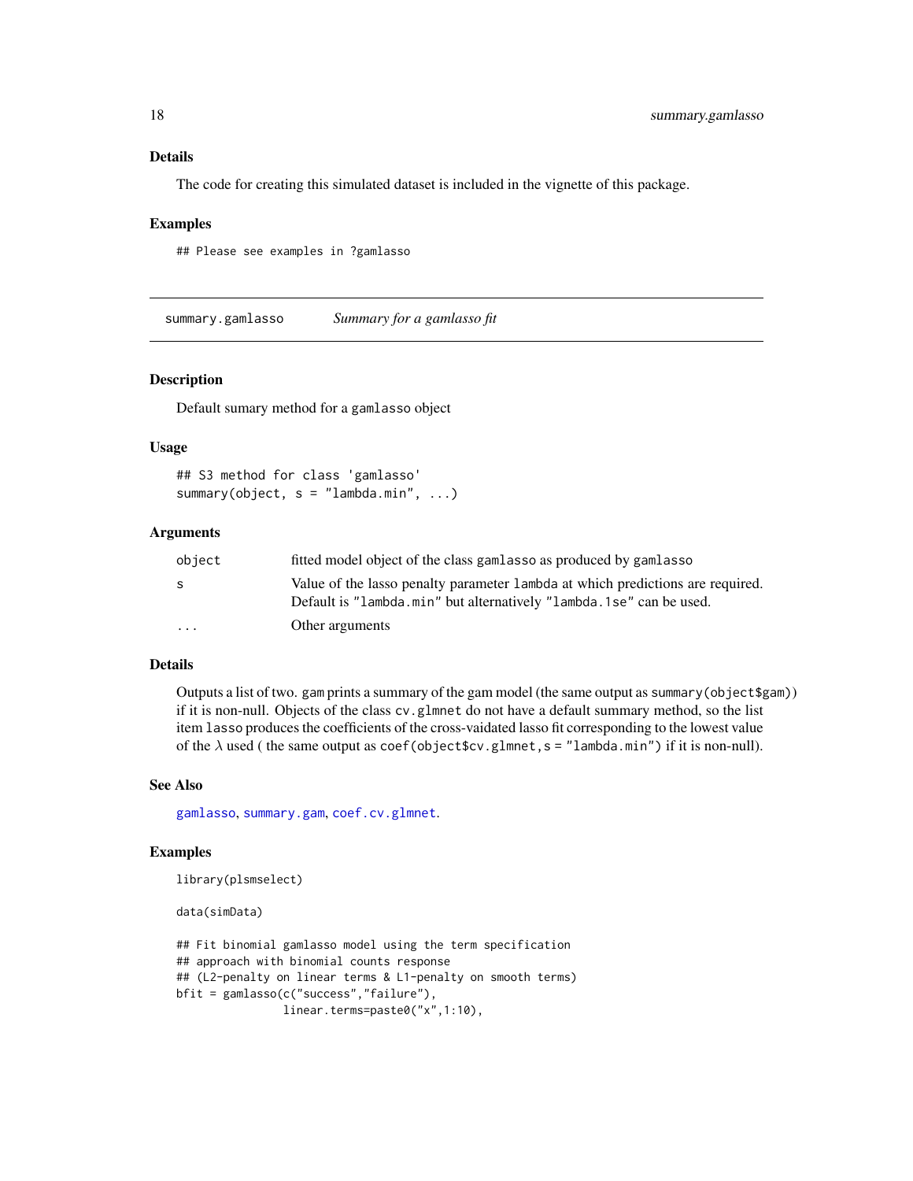### Details

The code for creating this simulated dataset is included in the vignette of this package.

### Examples

```
## Please see examples in ?gamlasso
```

---

## summary.gamlasso — *Summary for a gamlasso fit*

---

### Description

Default sumary method for a gamlasso object

### Usage

```
## S3 method for class 'gamlasso'
summary(object, s = "lambda.min", ...)
```

### Arguments

| | |
|---|---|
| object | fitted model object of the class gamlasso as produced by gamlasso |
| s | Value of the lasso penalty parameter lambda at which predictions are required. Default is "lambda.min" but alternatively "lambda.1se" can be used. |
| ... | Other arguments |

### Details

Outputs a list of two. gam prints a summary of the gam model (the same output as summary(object$gam)) if it is non-null. Objects of the class cv.glmnet do not have a default summary method, so the list item lasso produces the coefficients of the cross-vaidated lasso fit corresponding to the lowest value of the $\lambda$ used ( the same output as coef(object$cv.glmnet,s = "lambda.min") if it is non-null).

### See Also

gamlasso, summary.gam, coef.cv.glmnet.

### Examples

```
library(plsmselect)

data(simData)

## Fit binomial gamlasso model using the term specification
## approach with binomial counts response
## (L2-penalty on linear terms & L1-penalty on smooth terms)
bfit = gamlasso(c("success","failure"),
                linear.terms=paste0("x",1:10),
```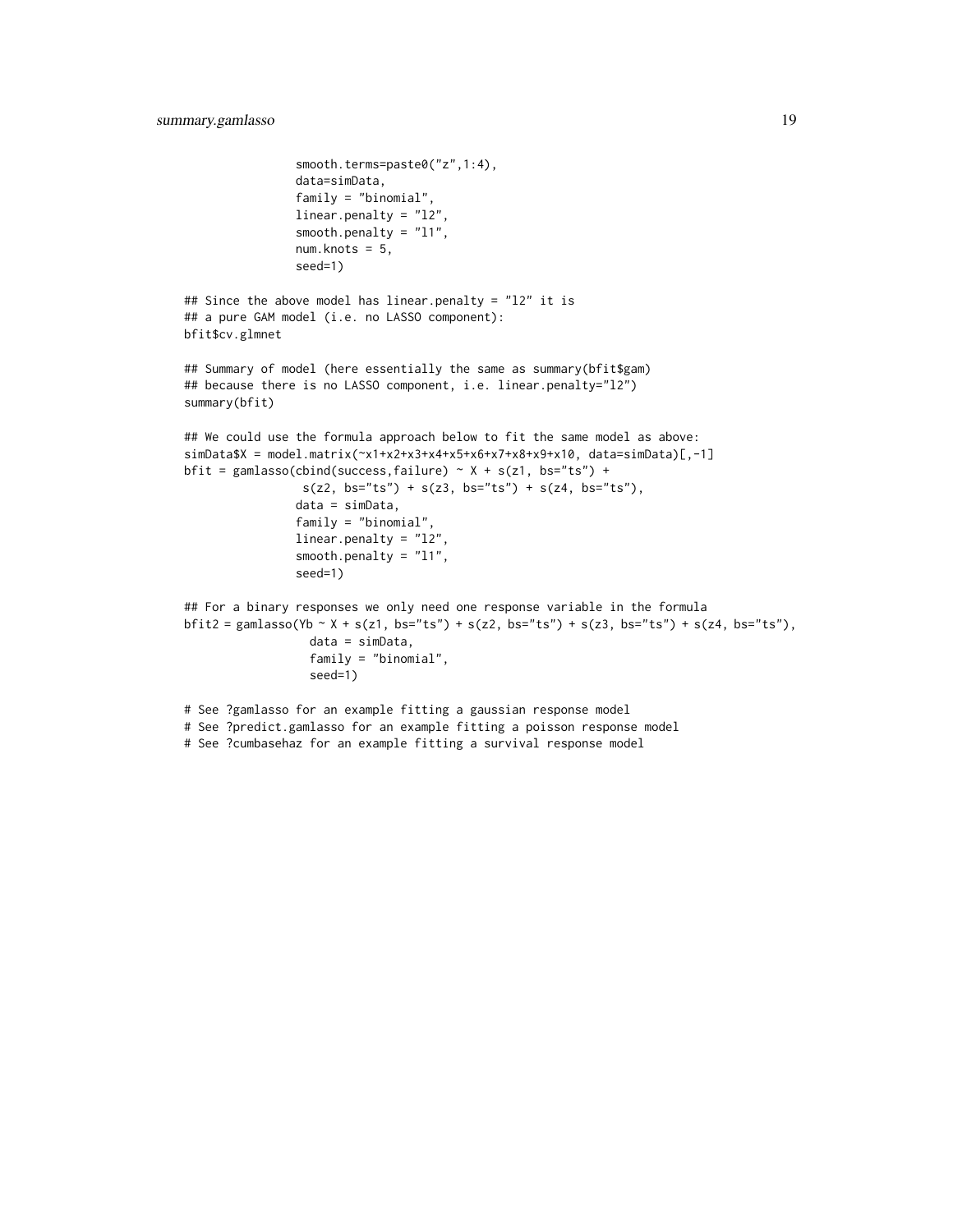```
                 smooth.terms=paste0("z",1:4),
                 data=simData,
                 family = "binomial",
                 linear.penalty = "l2",
                 smooth.penalty = "l1",
                 num.knots = 5,
                 seed=1)

## Since the above model has linear.penalty = "l2" it is
## a pure GAM model (i.e. no LASSO component):
bfit$cv.glmnet

## Summary of model (here essentially the same as summary(bfit$gam)
## because there is no LASSO component, i.e. linear.penalty="l2")
summary(bfit)

## We could use the formula approach below to fit the same model as above:
simData$X = model.matrix(~x1+x2+x3+x4+x5+x6+x7+x8+x9+x10, data=simData)[,-1]
bfit = gamlasso(cbind(success,failure) ~ X + s(z1, bs="ts") +
                  s(z2, bs="ts") + s(z3, bs="ts") + s(z4, bs="ts"),
                 data = simData,
                 family = "binomial",
                 linear.penalty = "l2",
                 smooth.penalty = "l1",
                 seed=1)

## For a binary responses we only need one response variable in the formula
bfit2 = gamlasso(Yb ~ X + s(z1, bs="ts") + s(z2, bs="ts") + s(z3, bs="ts") + s(z4, bs="ts"),
                   data = simData,
                   family = "binomial",
                   seed=1)

# See ?gamlasso for an example fitting a gaussian response model
# See ?predict.gamlasso for an example fitting a poisson response model
# See ?cumbasehaz for an example fitting a survival response model
```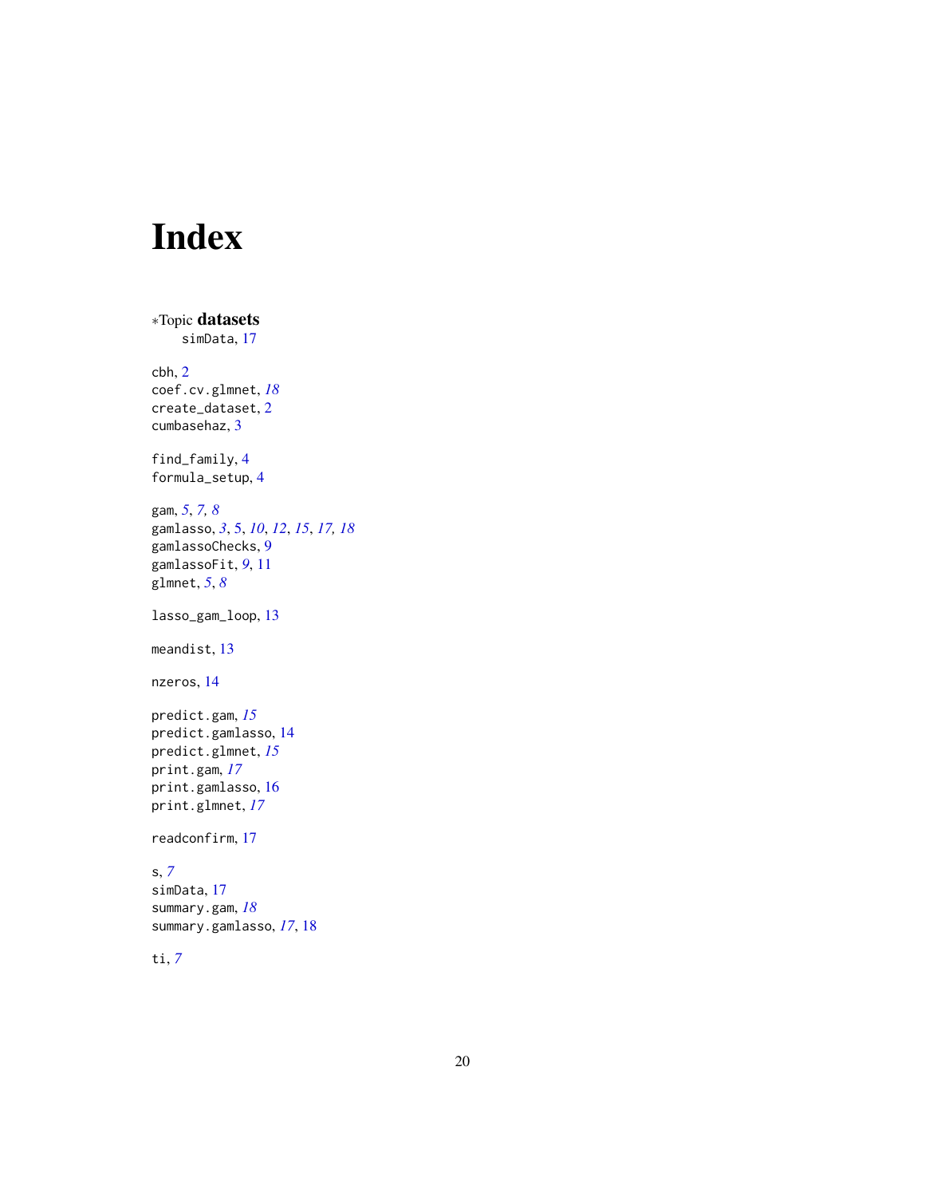# Index

∗Topic **datasets**
    simData, 17

cbh, 2
coef.cv.glmnet, *18*
create_dataset, 2
cumbasehaz, 3

find_family, 4
formula_setup, 4

gam, *5*, *7, 8*
gamlasso, *3*, 5, *10*, *12*, *15*, *17, 18*
gamlassoChecks, 9
gamlassoFit, *9*, 11
glmnet, *5*, *8*

lasso_gam_loop, 13

meandist, 13

nzeros, 14

predict.gam, *15*
predict.gamlasso, 14
predict.glmnet, *15*
print.gam, *17*
print.gamlasso, 16
print.glmnet, *17*

readconfirm, 17

s, *7*
simData, 17
summary.gam, *18*
summary.gamlasso, *17*, 18

ti, *7*